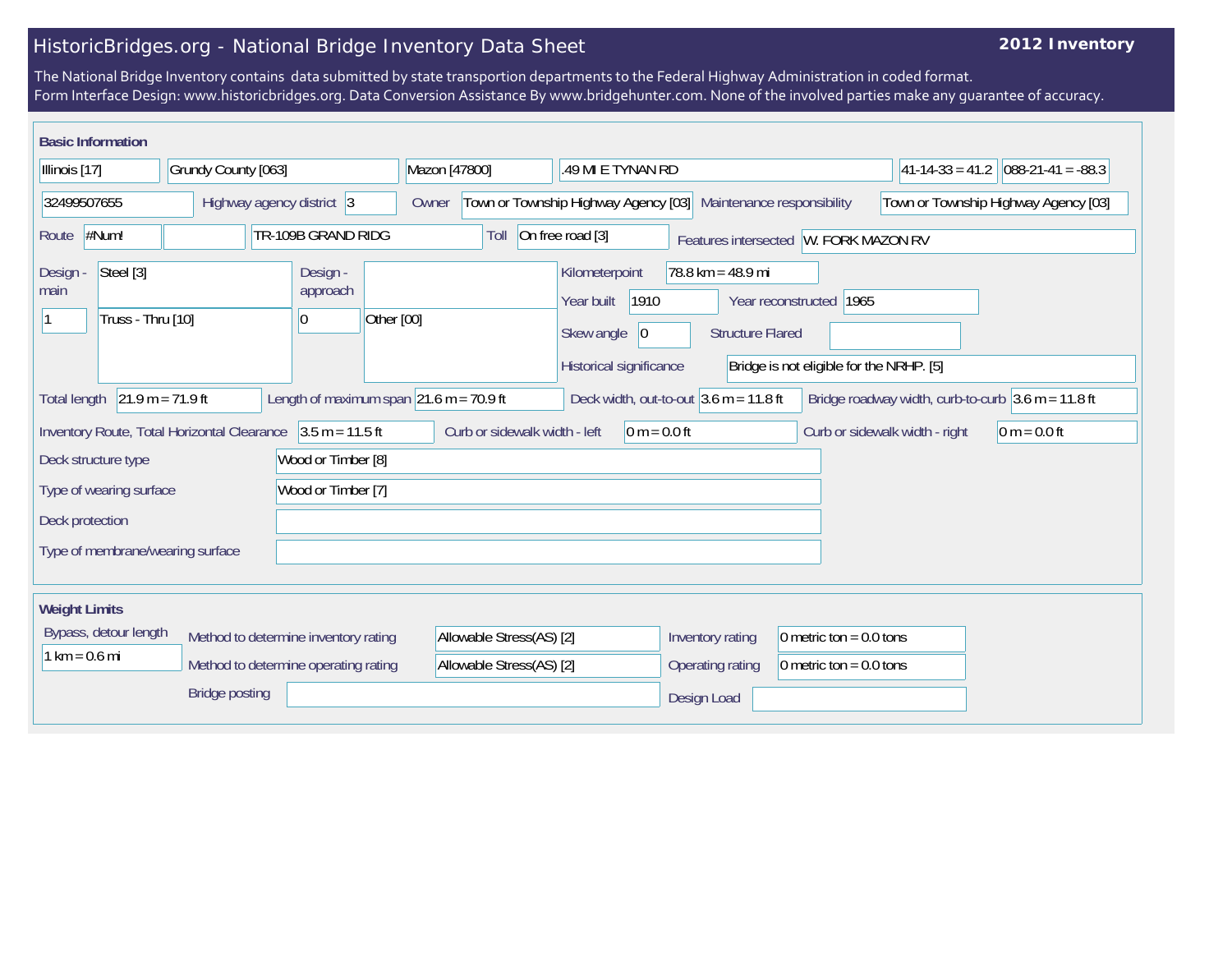# HistoricBridges.org - National Bridge Inventory Data Sheet

**2012 Inventory**

The National Bridge Inventory contains data submitted by state transportion departments to the Federal Highway Administration in coded format.
Form Interface Design: www.historicbridges.org. Data Conversion Assistance By www.bridgehunter.com. None of the involved parties make any guarantee of accuracy.

## Basic Information

| | |
|---|---|
| State | Illinois [17] |
| County | Grundy County [063] |
| Place | Mazon [47800] |
| Location | .49 MI E TYNAN RD |
| Latitude | 41-14-33 = 41.2 |
| Longitude | 088-21-41 = -88.3 |
| Structure number | 32499507655 |
| Highway agency district | 3 |
| Owner | Town or Township Highway Agency [03] |
| Maintenance responsibility | Town or Township Highway Agency [03] |
| Route | #Num! |
| Facility carried | TR-109B GRAND RIDG |
| Toll | On free road [3] |
| Features intersected | W. FORK MAZON RV |
| Design - main | Steel [3] |
| Design - main (spans) | 1 |
| Design - main (type) | Truss - Thru [10] |
| Design - approach | |
| Design - approach (spans) | 0 |
| Design - approach (type) | Other [00] |
| Kilometerpoint | 78.8 km = 48.9 mi |
| Year built | 1910 |
| Year reconstructed | 1965 |
| Skew angle | 0 |
| Structure Flared | |
| Historical significance | Bridge is not eligible for the NRHP. [5] |
| Total length | 21.9 m = 71.9 ft |
| Length of maximum span | 21.6 m = 70.9 ft |
| Deck width, out-to-out | 3.6 m = 11.8 ft |
| Bridge roadway width, curb-to-curb | 3.6 m = 11.8 ft |
| Inventory Route, Total Horizontal Clearance | 3.5 m = 11.5 ft |
| Curb or sidewalk width - left | 0 m = 0.0 ft |
| Curb or sidewalk width - right | 0 m = 0.0 ft |
| Deck structure type | Wood or Timber [8] |
| Type of wearing surface | Wood or Timber [7] |
| Deck protection | |
| Type of membrane/wearing surface | |

## Weight Limits

| | |
|---|---|
| Bypass, detour length | 1 km = 0.6 mi |
| Method to determine inventory rating | Allowable Stress(AS) [2] |
| Method to determine operating rating | Allowable Stress(AS) [2] |
| Inventory rating | 0 metric ton = 0.0 tons |
| Operating rating | 0 metric ton = 0.0 tons |
| Bridge posting | |
| Design Load | |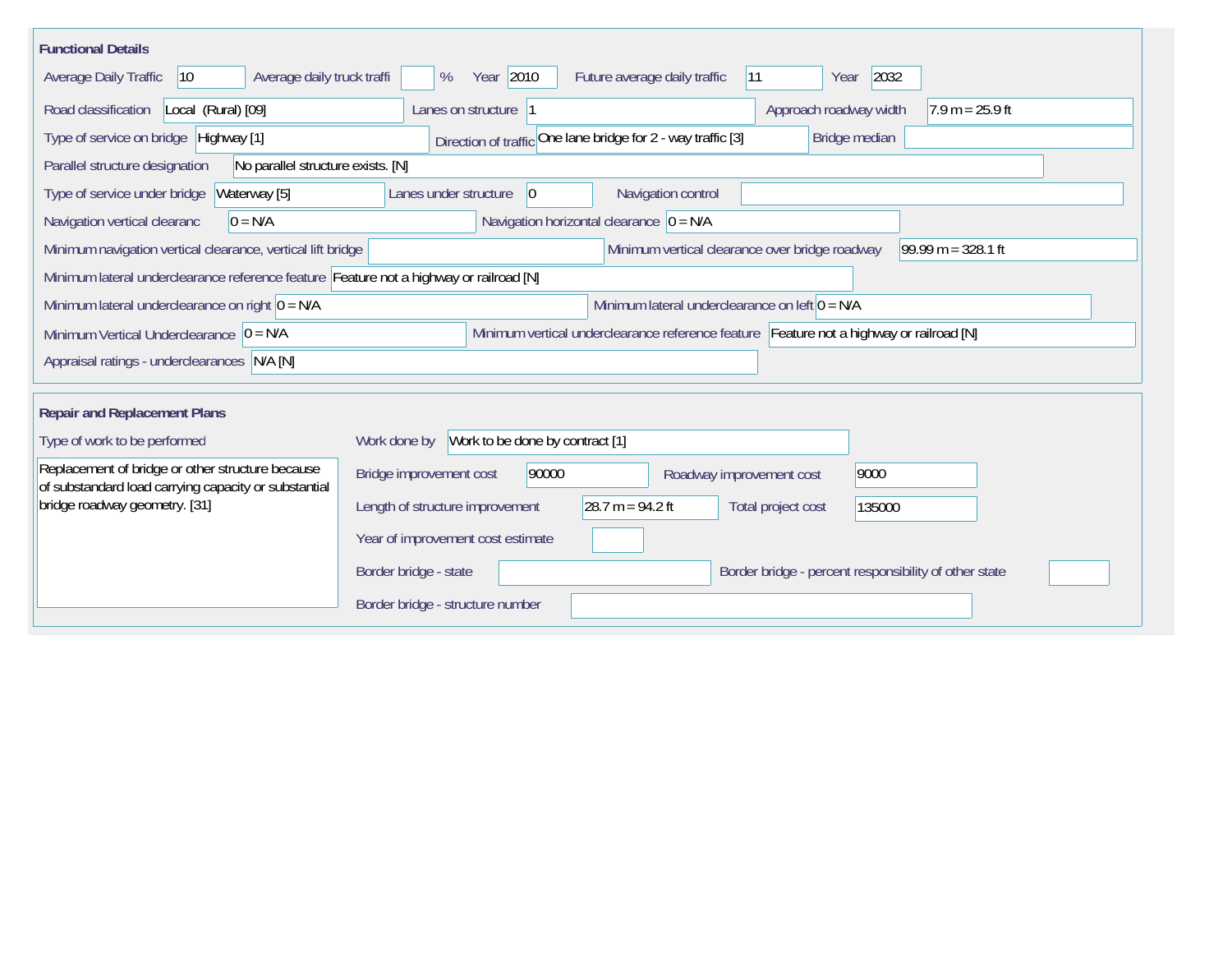## Functional Details

| Field | Value |
|---|---|
| Average Daily Traffic | 10 |
| Average daily truck traffi | % |
| Year | 2010 |
| Future average daily traffic | 11 |
| Year | 2032 |
| Road classification | Local (Rural) [09] |
| Lanes on structure | 1 |
| Approach roadway width | 7.9 m = 25.9 ft |
| Type of service on bridge | Highway [1] |
| Direction of traffic | One lane bridge for 2 - way traffic [3] |
| Bridge median | |
| Parallel structure designation | No parallel structure exists. [N] |
| Type of service under bridge | Waterway [5] |
| Lanes under structure | 0 |
| Navigation control | |
| Navigation vertical clearanc | 0 = N/A |
| Navigation horizontal clearance | 0 = N/A |
| Minimum navigation vertical clearance, vertical lift bridge | |
| Minimum vertical clearance over bridge roadway | 99.99 m = 328.1 ft |
| Minimum lateral underclearance reference feature | Feature not a highway or railroad [N] |
| Minimum lateral underclearance on right | 0 = N/A |
| Minimum lateral underclearance on left | 0 = N/A |
| Minimum Vertical Underclearance | 0 = N/A |
| Minimum vertical underclearance reference feature | Feature not a highway or railroad [N] |
| Appraisal ratings - underclearances | N/A [N] |

## Repair and Replacement Plans

| Field | Value |
|---|---|
| Type of work to be performed | Replacement of bridge or other structure because of substandard load carrying capacity or substantial bridge roadway geometry. [31] |
| Work done by | Work to be done by contract [1] |
| Bridge improvement cost | 90000 |
| Roadway improvement cost | 9000 |
| Length of structure improvement | 28.7 m = 94.2 ft |
| Total project cost | 135000 |
| Year of improvement cost estimate | |
| Border bridge - state | |
| Border bridge - percent responsibility of other state | |
| Border bridge - structure number | |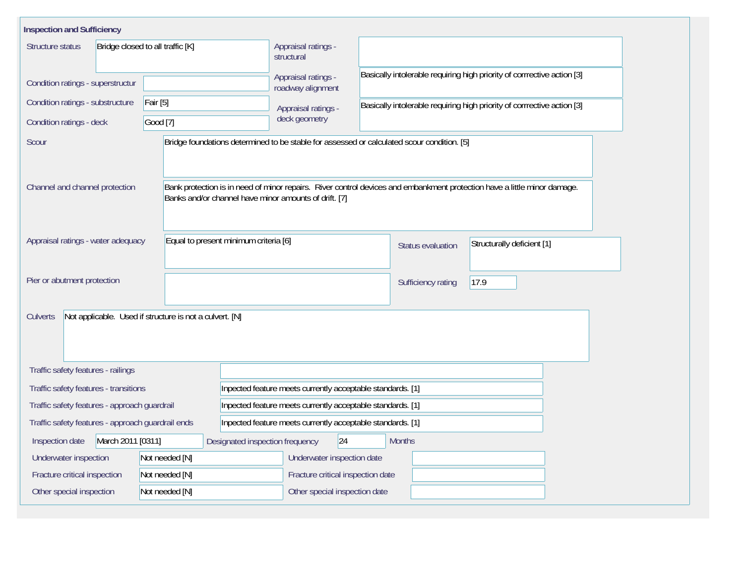## Inspection and Sufficiency

| Field | Value |
|---|---|
| Structure status | Bridge closed to all traffic [K] |
| Appraisal ratings - structural | |
| Condition ratings - superstructur | |
| Appraisal ratings - roadway alignment | Basically intolerable requiring high priority of corrrective action [3] |
| Condition ratings - substructure | Fair [5] |
| Appraisal ratings - deck geometry | Basically intolerable requiring high priority of corrrective action [3] |
| Condition ratings - deck | Good [7] |
| Scour | Bridge foundations determined to be stable for assessed or calculated scour condition. [5] |
| Channel and channel protection | Bank protection is in need of minor repairs. River control devices and embankment protection have a little minor damage. Banks and/or channel have minor amounts of drift. [7] |
| Appraisal ratings - water adequacy | Equal to present minimum criteria [6] |
| Status evaluation | Structurally deficient [1] |
| Pier or abutment protection | |
| Sufficiency rating | 17.9 |
| Culverts | Not applicable. Used if structure is not a culvert. [N] |
| Traffic safety features - railings | |
| Traffic safety features - transitions | Inpected feature meets currently acceptable standards. [1] |
| Traffic safety features - approach guardrail | Inpected feature meets currently acceptable standards. [1] |
| Traffic safety features - approach guardrail ends | Inpected feature meets currently acceptable standards. [1] |
| Inspection date | March 2011 [0311] |
| Designated inspection frequency | 24 Months |
| Underwater inspection | Not needed [N] |
| Underwater inspection date | |
| Fracture critical inspection | Not needed [N] |
| Fracture critical inspection date | |
| Other special inspection | Not needed [N] |
| Other special inspection date | |